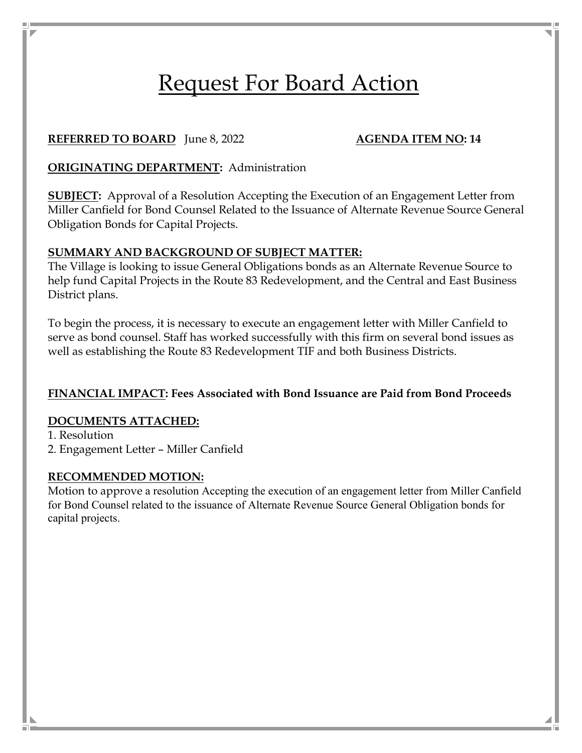# Request For Board Action

**REFERRED TO BOARD** June 8, 2022 **AGENDA ITEM NO: 14**

**ORIGINATING DEPARTMENT:** Administration

**SUBJECT:** Approval of a Resolution Accepting the Execution of an Engagement Letter from Miller Canfield for Bond Counsel Related to the Issuance of Alternate Revenue Source General Obligation Bonds for Capital Projects.

**SUMMARY AND BACKGROUND OF SUBJECT MATTER:**

The Village is looking to issue General Obligations bonds as an Alternate Revenue Source to help fund Capital Projects in the Route 83 Redevelopment, and the Central and East Business District plans.

To begin the process, it is necessary to execute an engagement letter with Miller Canfield to serve as bond counsel. Staff has worked successfully with this firm on several bond issues as well as establishing the Route 83 Redevelopment TIF and both Business Districts.

**FINANCIAL IMPACT: Fees Associated with Bond Issuance are Paid from Bond Proceeds**

**DOCUMENTS ATTACHED:**

1. Resolution
2. Engagement Letter – Miller Canfield

**RECOMMENDED MOTION:**

Motion to approve a resolution Accepting the execution of an engagement letter from Miller Canfield for Bond Counsel related to the issuance of Alternate Revenue Source General Obligation bonds for capital projects.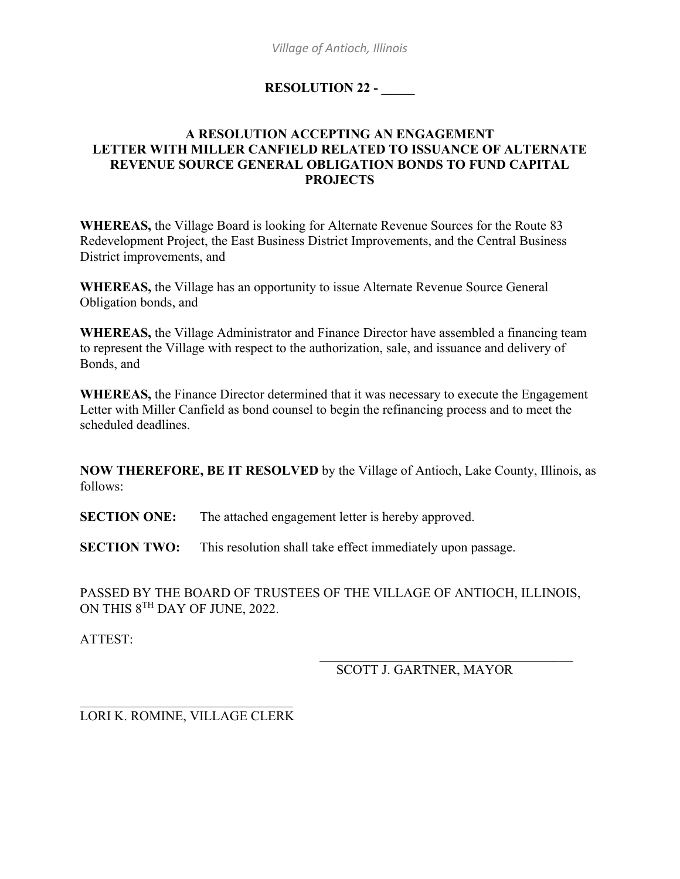# RESOLUTION 22 - _____

## A RESOLUTION ACCEPTING AN ENGAGEMENT LETTER WITH MILLER CANFIELD RELATED TO ISSUANCE OF ALTERNATE REVENUE SOURCE GENERAL OBLIGATION BONDS TO FUND CAPITAL PROJECTS

**WHEREAS,** the Village Board is looking for Alternate Revenue Sources for the Route 83 Redevelopment Project, the East Business District Improvements, and the Central Business District improvements, and

**WHEREAS,** the Village has an opportunity to issue Alternate Revenue Source General Obligation bonds, and

**WHEREAS,** the Village Administrator and Finance Director have assembled a financing team to represent the Village with respect to the authorization, sale, and issuance and delivery of Bonds, and

**WHEREAS,** the Finance Director determined that it was necessary to execute the Engagement Letter with Miller Canfield as bond counsel to begin the refinancing process and to meet the scheduled deadlines.

**NOW THEREFORE, BE IT RESOLVED** by the Village of Antioch, Lake County, Illinois, as follows:

**SECTION ONE:** The attached engagement letter is hereby approved.

**SECTION TWO:** This resolution shall take effect immediately upon passage.

PASSED BY THE BOARD OF TRUSTEES OF THE VILLAGE OF ANTIOCH, ILLINOIS, ON THIS 8TH DAY OF JUNE, 2022.

ATTEST:

_____________________________________
SCOTT J. GARTNER, MAYOR

_____________________________________
LORI K. ROMINE, VILLAGE CLERK